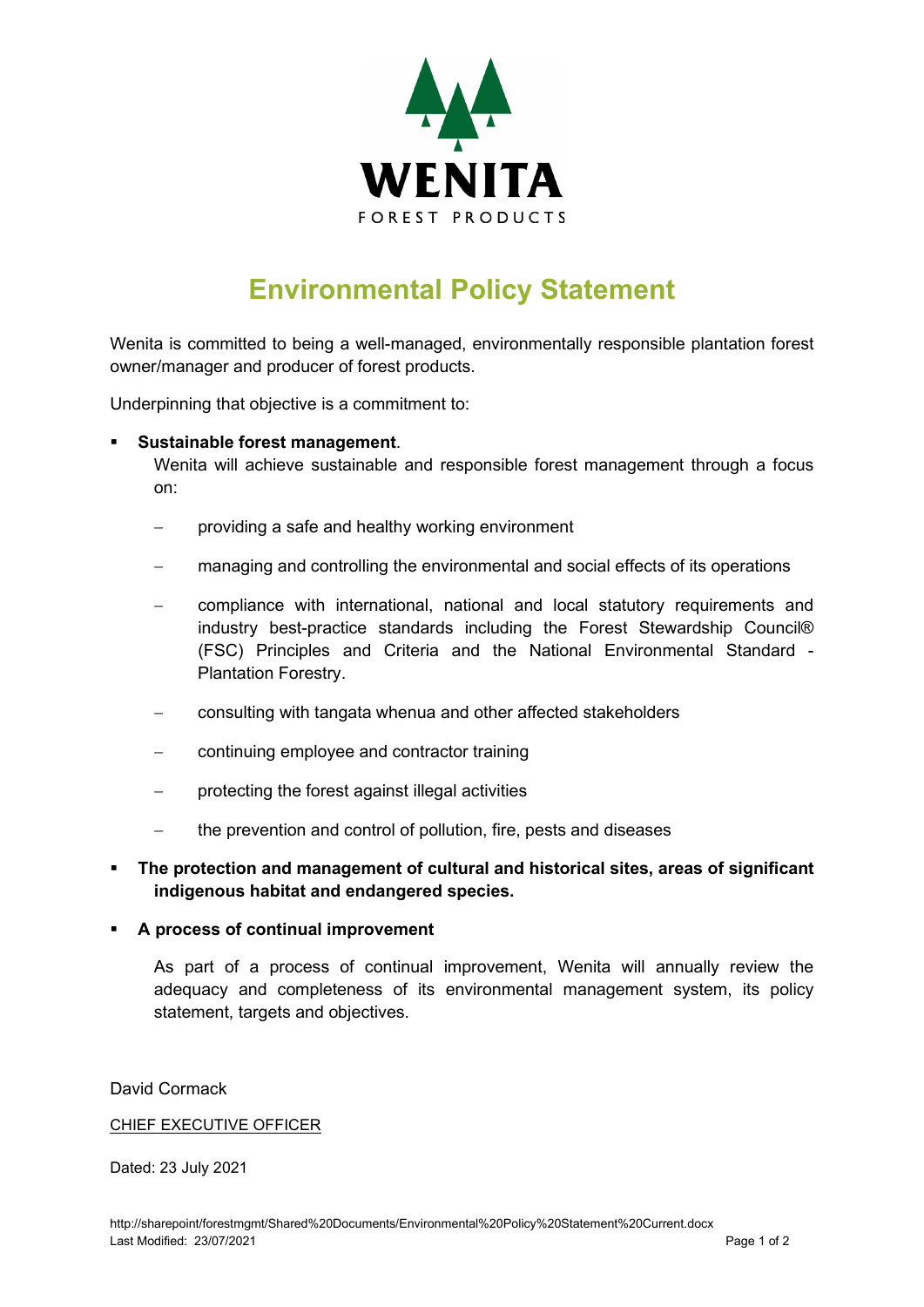WENITA

FOREST PRODUCTS

# Environmental Policy Statement

Wenita is committed to being a well-managed, environmentally responsible plantation forest owner/manager and producer of forest products.

Underpinning that objective is a commitment to:

- **Sustainable forest management**.
  Wenita will achieve sustainable and responsible forest management through a focus on:
  - providing a safe and healthy working environment
  - managing and controlling the environmental and social effects of its operations
  - compliance with international, national and local statutory requirements and industry best-practice standards including the Forest Stewardship Council® (FSC) Principles and Criteria and the National Environmental Standard - Plantation Forestry.
  - consulting with tangata whenua and other affected stakeholders
  - continuing employee and contractor training
  - protecting the forest against illegal activities
  - the prevention and control of pollution, fire, pests and diseases
- **The protection and management of cultural and historical sites, areas of significant indigenous habitat and endangered species.**
- **A process of continual improvement**

  As part of a process of continual improvement, Wenita will annually review the adequacy and completeness of its environmental management system, its policy statement, targets and objectives.

David Cormack

CHIEF EXECUTIVE OFFICER

Dated: 23 July 2021

http://sharepoint/forestmgmt/Shared%20Documents/Environmental%20Policy%20Statement%20Current.docx
Last Modified: 23/07/2021